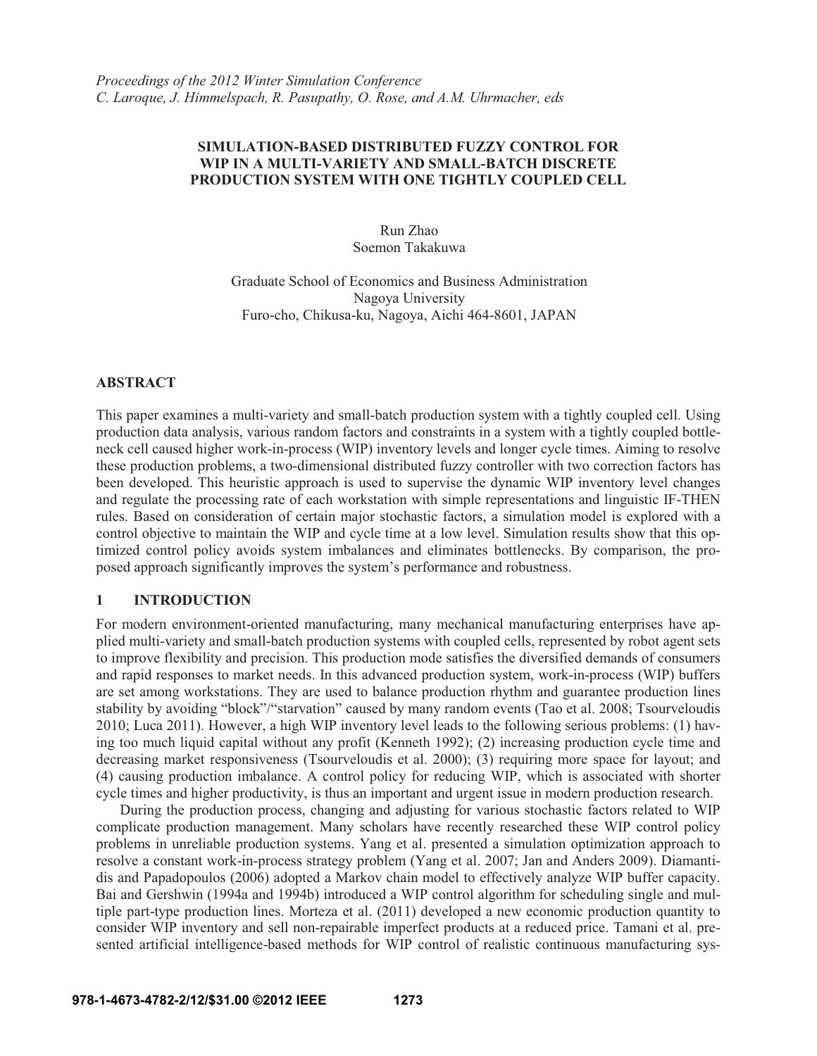*Proceedings of the 2012 Winter Simulation Conference*
*C. Laroque, J. Himmelspach, R. Pasupathy, O. Rose, and A.M. Uhrmacher, eds*

# SIMULATION-BASED DISTRIBUTED FUZZY CONTROL FOR WIP IN A MULTI-VARIETY AND SMALL-BATCH DISCRETE PRODUCTION SYSTEM WITH ONE TIGHTLY COUPLED CELL

Run Zhao
Soemon Takakuwa

Graduate School of Economics and Business Administration
Nagoya University
Furo-cho, Chikusa-ku, Nagoya, Aichi 464-8601, JAPAN

## ABSTRACT

This paper examines a multi-variety and small-batch production system with a tightly coupled cell. Using production data analysis, various random factors and constraints in a system with a tightly coupled bottleneck cell caused higher work-in-process (WIP) inventory levels and longer cycle times. Aiming to resolve these production problems, a two-dimensional distributed fuzzy controller with two correction factors has been developed. This heuristic approach is used to supervise the dynamic WIP inventory level changes and regulate the processing rate of each workstation with simple representations and linguistic IF-THEN rules. Based on consideration of certain major stochastic factors, a simulation model is explored with a control objective to maintain the WIP and cycle time at a low level. Simulation results show that this optimized control policy avoids system imbalances and eliminates bottlenecks. By comparison, the proposed approach significantly improves the system's performance and robustness.

## 1 INTRODUCTION

For modern environment-oriented manufacturing, many mechanical manufacturing enterprises have applied multi-variety and small-batch production systems with coupled cells, represented by robot agent sets to improve flexibility and precision. This production mode satisfies the diversified demands of consumers and rapid responses to market needs. In this advanced production system, work-in-process (WIP) buffers are set among workstations. They are used to balance production rhythm and guarantee production lines stability by avoiding "block"/"starvation" caused by many random events (Tao et al. 2008; Tsourveloudis 2010; Luca 2011). However, a high WIP inventory level leads to the following serious problems: (1) having too much liquid capital without any profit (Kenneth 1992); (2) increasing production cycle time and decreasing market responsiveness (Tsourveloudis et al. 2000); (3) requiring more space for layout; and (4) causing production imbalance. A control policy for reducing WIP, which is associated with shorter cycle times and higher productivity, is thus an important and urgent issue in modern production research.

During the production process, changing and adjusting for various stochastic factors related to WIP complicate production management. Many scholars have recently researched these WIP control policy problems in unreliable production systems. Yang et al. presented a simulation optimization approach to resolve a constant work-in-process strategy problem (Yang et al. 2007; Jan and Anders 2009). Diamantidis and Papadopoulos (2006) adopted a Markov chain model to effectively analyze WIP buffer capacity. Bai and Gershwin (1994a and 1994b) introduced a WIP control algorithm for scheduling single and multiple part-type production lines. Morteza et al. (2011) developed a new economic production quantity to consider WIP inventory and sell non-repairable imperfect products at a reduced price. Tamani et al. presented artificial intelligence-based methods for WIP control of realistic continuous manufacturing sys-

978-1-4673-4782-2/12/$31.00 ©2012 IEEE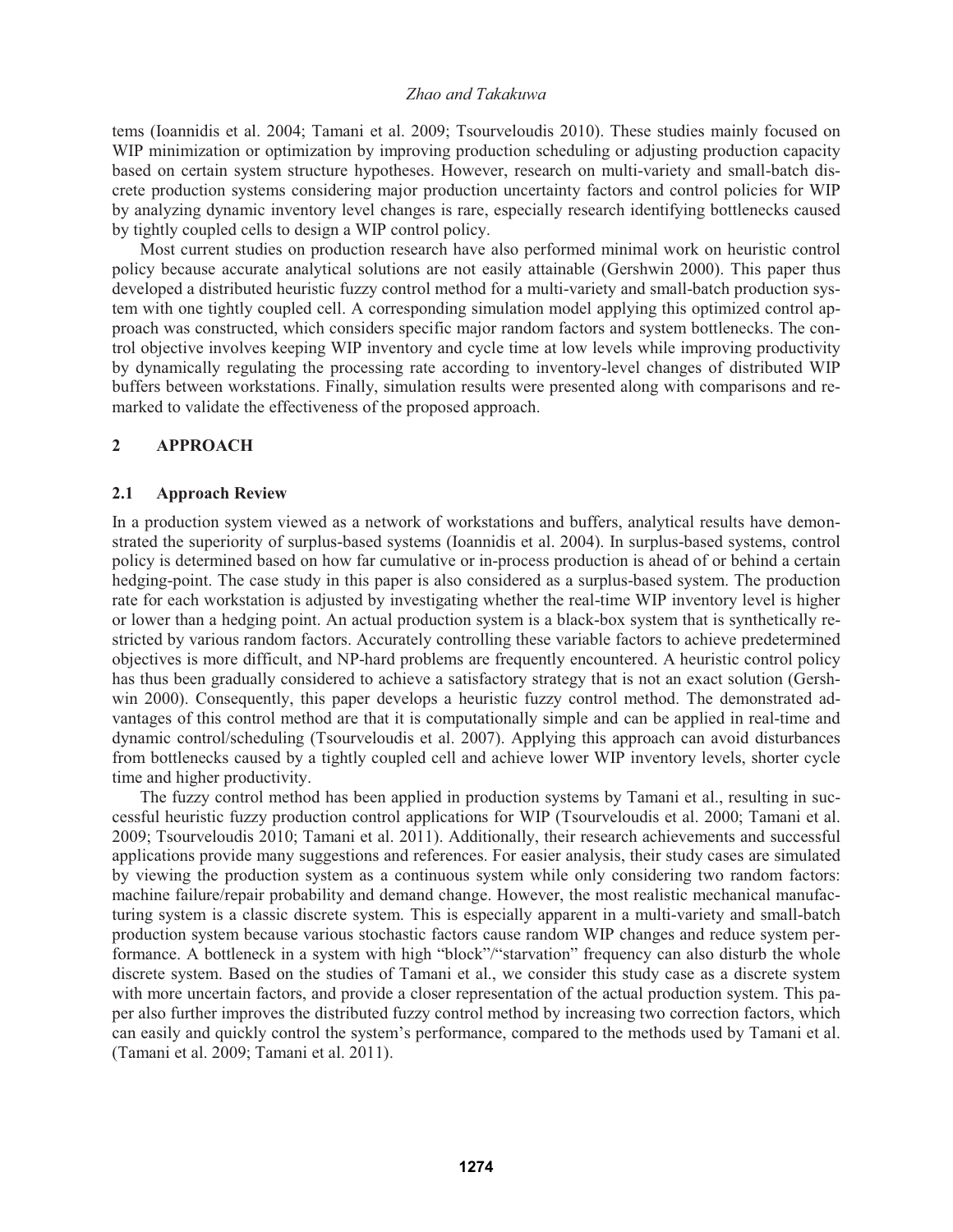tems (Ioannidis et al. 2004; Tamani et al. 2009; Tsourveloudis 2010). These studies mainly focused on WIP minimization or optimization by improving production scheduling or adjusting production capacity based on certain system structure hypotheses. However, research on multi-variety and small-batch discrete production systems considering major production uncertainty factors and control policies for WIP by analyzing dynamic inventory level changes is rare, especially research identifying bottlenecks caused by tightly coupled cells to design a WIP control policy.

Most current studies on production research have also performed minimal work on heuristic control policy because accurate analytical solutions are not easily attainable (Gershwin 2000). This paper thus developed a distributed heuristic fuzzy control method for a multi-variety and small-batch production system with one tightly coupled cell. A corresponding simulation model applying this optimized control approach was constructed, which considers specific major random factors and system bottlenecks. The control objective involves keeping WIP inventory and cycle time at low levels while improving productivity by dynamically regulating the processing rate according to inventory-level changes of distributed WIP buffers between workstations. Finally, simulation results were presented along with comparisons and remarked to validate the effectiveness of the proposed approach.

## 2 APPROACH

### 2.1 Approach Review

In a production system viewed as a network of workstations and buffers, analytical results have demonstrated the superiority of surplus-based systems (Ioannidis et al. 2004). In surplus-based systems, control policy is determined based on how far cumulative or in-process production is ahead of or behind a certain hedging-point. The case study in this paper is also considered as a surplus-based system. The production rate for each workstation is adjusted by investigating whether the real-time WIP inventory level is higher or lower than a hedging point. An actual production system is a black-box system that is synthetically restricted by various random factors. Accurately controlling these variable factors to achieve predetermined objectives is more difficult, and NP-hard problems are frequently encountered. A heuristic control policy has thus been gradually considered to achieve a satisfactory strategy that is not an exact solution (Gershwin 2000). Consequently, this paper develops a heuristic fuzzy control method. The demonstrated advantages of this control method are that it is computationally simple and can be applied in real-time and dynamic control/scheduling (Tsourveloudis et al. 2007). Applying this approach can avoid disturbances from bottlenecks caused by a tightly coupled cell and achieve lower WIP inventory levels, shorter cycle time and higher productivity.

The fuzzy control method has been applied in production systems by Tamani et al., resulting in successful heuristic fuzzy production control applications for WIP (Tsourveloudis et al. 2000; Tamani et al. 2009; Tsourveloudis 2010; Tamani et al. 2011). Additionally, their research achievements and successful applications provide many suggestions and references. For easier analysis, their study cases are simulated by viewing the production system as a continuous system while only considering two random factors: machine failure/repair probability and demand change. However, the most realistic mechanical manufacturing system is a classic discrete system. This is especially apparent in a multi-variety and small-batch production system because various stochastic factors cause random WIP changes and reduce system performance. A bottleneck in a system with high "block"/"starvation" frequency can also disturb the whole discrete system. Based on the studies of Tamani et al., we consider this study case as a discrete system with more uncertain factors, and provide a closer representation of the actual production system. This paper also further improves the distributed fuzzy control method by increasing two correction factors, which can easily and quickly control the system's performance, compared to the methods used by Tamani et al. (Tamani et al. 2009; Tamani et al. 2011).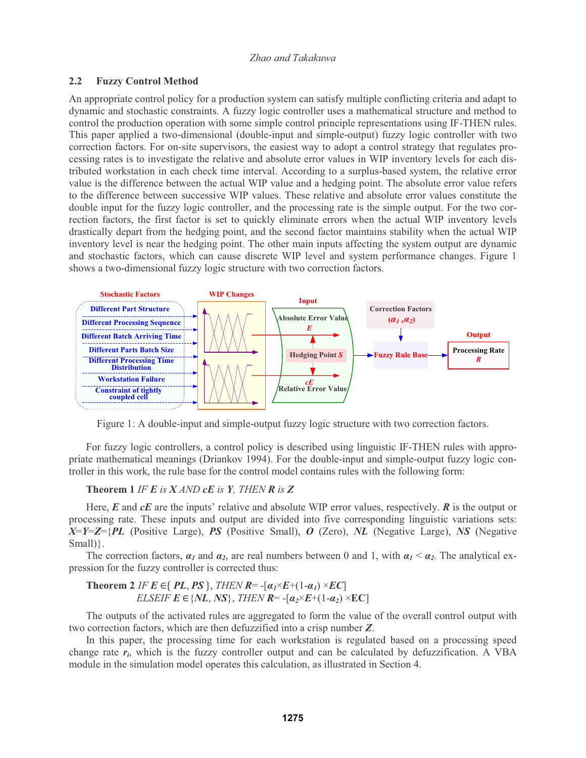### 2.2 Fuzzy Control Method

An appropriate control policy for a production system can satisfy multiple conflicting criteria and adapt to dynamic and stochastic constraints. A fuzzy logic controller uses a mathematical structure and method to control the production operation with some simple control principle representations using IF-THEN rules. This paper applied a two-dimensional (double-input and simple-output) fuzzy logic controller with two correction factors. For on-site supervisors, the easiest way to adopt a control strategy that regulates processing rates is to investigate the relative and absolute error values in WIP inventory levels for each distributed workstation in each check time interval. According to a surplus-based system, the relative error value is the difference between the actual WIP value and a hedging point. The absolute error value refers to the difference between successive WIP values. These relative and absolute error values constitute the double input for the fuzzy logic controller, and the processing rate is the simple output. For the two correction factors, the first factor is set to quickly eliminate errors when the actual WIP inventory levels drastically depart from the hedging point, and the second factor maintains stability when the actual WIP inventory level is near the hedging point. The other main inputs affecting the system output are dynamic and stochastic factors, which can cause discrete WIP level and system performance changes. Figure 1 shows a two-dimensional fuzzy logic structure with two correction factors.

Figure 1: A double-input and simple-output fuzzy logic structure with two correction factors.

For fuzzy logic controllers, a control policy is described using linguistic IF-THEN rules with appropriate mathematical meanings (Driankov 1994). For the double-input and simple-output fuzzy logic controller in this work, the rule base for the control model contains rules with the following form:

**Theorem 1** *IF **E** is **X** AND **cE** is **Y**, THEN **R** is **Z***

Here, ***E*** and ***cE*** are the inputs' relative and absolute WIP error values, respectively. ***R*** is the output or processing rate. These inputs and output are divided into five corresponding linguistic variations sets: ***X***=***Y***=***Z***={***PL*** (Positive Large), ***PS*** (Positive Small), ***O*** (Zero), ***NL*** (Negative Large), ***NS*** (Negative Small)}.

The correction factors, $\alpha_1$ and $\alpha_2$, are real numbers between 0 and 1, with $\alpha_1 < \alpha_2$. The analytical expression for the fuzzy controller is corrected thus:

**Theorem 2** *IF* $E \in \{PL, PS\}$, *THEN* $R = -[\alpha_1 \times E + (1-\alpha_1) \times EC]$
*ELSEIF* $E \in \{NL, NS\}$, *THEN* $R = -[\alpha_2 \times E + (1-\alpha_2) \times EC]$

The outputs of the activated rules are aggregated to form the value of the overall control output with two correction factors, which are then defuzzified into a crisp number ***Z***.

In this paper, the processing time for each workstation is regulated based on a processing speed change rate $r_i$, which is the fuzzy controller output and can be calculated by defuzzification. A VBA module in the simulation model operates this calculation, as illustrated in Section 4.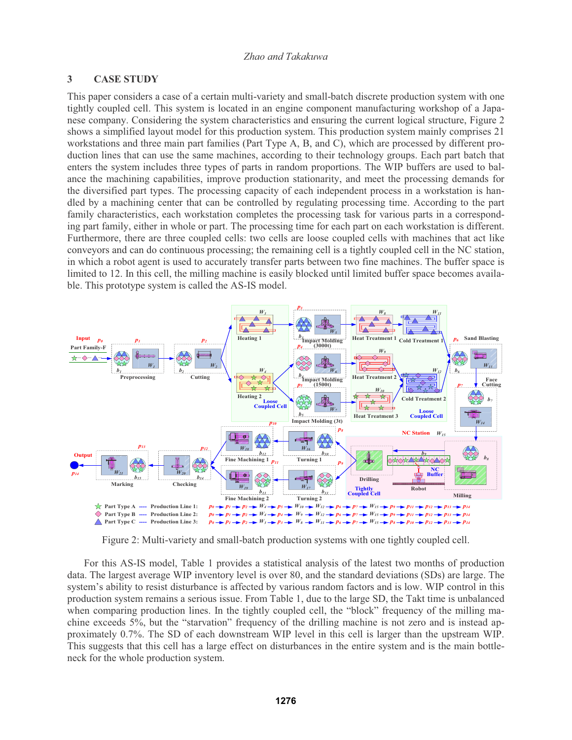## 3 CASE STUDY

This paper considers a case of a certain multi-variety and small-batch discrete production system with one tightly coupled cell. This system is located in an engine component manufacturing workshop of a Japanese company. Considering the system characteristics and ensuring the current logical structure, Figure 2 shows a simplified layout model for this production system. This production system mainly comprises 21 workstations and three main part families (Part Type A, B, and C), which are processed by different production lines that can use the same machines, according to their technology groups. Each part batch that enters the system includes three types of parts in random proportions. The WIP buffers are used to balance the machining capabilities, improve production stationarity, and meet the processing demands for the diversified part types. The processing capacity of each independent process in a workstation is handled by a machining center that can be controlled by regulating processing time. According to the part family characteristics, each workstation completes the processing task for various parts in a corresponding part family, either in whole or part. The processing time for each part on each workstation is different. Furthermore, there are three coupled cells: two cells are loose coupled cells with machines that act like conveyors and can do continuous processing; the remaining cell is a tightly coupled cell in the NC station, in which a robot agent is used to accurately transfer parts between two fine machines. The buffer space is limited to 12. In this cell, the milling machine is easily blocked until limited buffer space becomes available. This prototype system is called the AS-IS model.

Figure 2: Multi-variety and small-batch production systems with one tightly coupled cell.

For this AS-IS model, Table 1 provides a statistical analysis of the latest two months of production data. The largest average WIP inventory level is over 80, and the standard deviations (SDs) are large. The system's ability to resist disturbance is affected by various random factors and is low. WIP control in this production system remains a serious issue. From Table 1, due to the large SD, the Takt time is unbalanced when comparing production lines. In the tightly coupled cell, the "block" frequency of the milling machine exceeds 5%, but the "starvation" frequency of the drilling machine is not zero and is instead approximately 0.7%. The SD of each downstream WIP level in this cell is larger than the upstream WIP. This suggests that this cell has a large effect on disturbances in the entire system and is the main bottleneck for the whole production system.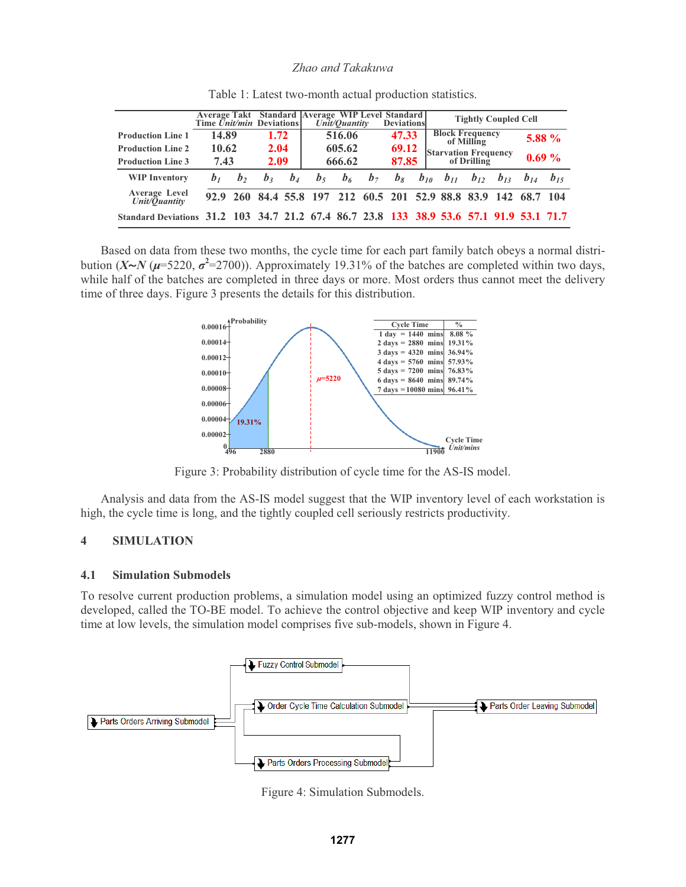Table 1: Latest two-month actual production statistics.

| | Average Takt Time *Unit/min* | Standard Deviations | Average WIP Level *Unit/Quantity* | Standard Deviations | Tightly Coupled Cell | |
|---|---|---|---|---|---|---|
| **Production Line 1** | 14.89 | 1.72 | 516.06 | 47.33 | Block Frequency of Milling | 5.88 % |
| **Production Line 2** | 10.62 | 2.04 | 605.62 | 69.12 | Starvation Frequency of Drilling | 0.69 % |
| **Production Line 3** | 7.43 | 2.09 | 666.62 | 87.85 | | |

| **WIP Inventory** | $b_1$ | $b_2$ | $b_3$ | $b_4$ | $b_5$ | $b_6$ | $b_7$ | $b_8$ | $b_{10}$ | $b_{11}$ | $b_{12}$ | $b_{13}$ | $b_{14}$ | $b_{15}$ |
|---|---|---|---|---|---|---|---|---|---|---|---|---|---|---|
| **Average Level** *Unit/Quantity* | 92.9 | 260 | 84.4 | 55.8 | 197 | 212 | 60.5 | 201 | 52.9 | 88.8 | 83.9 | 142 | 68.7 | 104 |
| **Standard Deviations** | 31.2 | 103 | 34.7 | 21.2 | 67.4 | 86.7 | 23.8 | 133 | 38.9 | 53.6 | 57.1 | 91.9 | 53.1 | 71.7 |

Based on data from these two months, the cycle time for each part family batch obeys a normal distribution (***X~N*** (***μ***=5220, ***σ***$^2$=2700)). Approximately 19.31% of the batches are completed within two days, while half of the batches are completed in three days or more. Most orders thus cannot meet the delivery time of three days. Figure 3 presents the details for this distribution.

| Cycle Time | % |
|---|---|
| 1 day = 1440 mins | 8.08 % |
| 2 days = 2880 mins | 19.31% |
| 3 days = 4320 mins | 36.94% |
| 4 days = 5760 mins | 57.93% |
| 5 days = 7200 mins | 76.83% |
| 6 days = 8640 mins | 89.74% |
| 7 days = 10080 mins | 96.41% |

Figure 3: Probability distribution of cycle time for the AS-IS model.

Analysis and data from the AS-IS model suggest that the WIP inventory level of each workstation is high, the cycle time is long, and the tightly coupled cell seriously restricts productivity.

# 4 SIMULATION

## 4.1 Simulation Submodels

To resolve current production problems, a simulation model using an optimized fuzzy control method is developed, called the TO-BE model. To achieve the control objective and keep WIP inventory and cycle time at low levels, the simulation model comprises five sub-models, shown in Figure 4.

Figure 4: Simulation Submodels.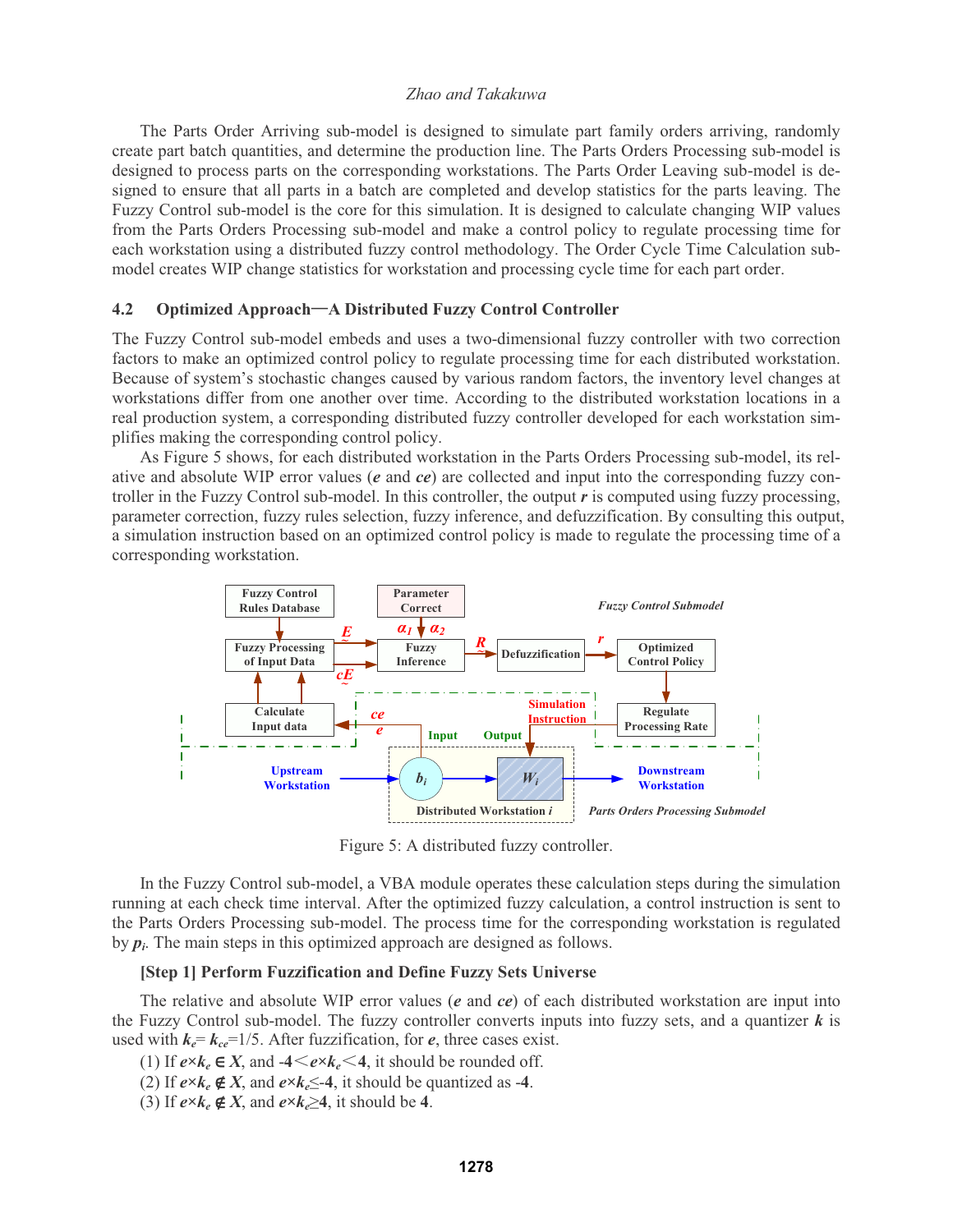The Parts Order Arriving sub-model is designed to simulate part family orders arriving, randomly create part batch quantities, and determine the production line. The Parts Orders Processing sub-model is designed to process parts on the corresponding workstations. The Parts Order Leaving sub-model is designed to ensure that all parts in a batch are completed and develop statistics for the parts leaving. The Fuzzy Control sub-model is the core for this simulation. It is designed to calculate changing WIP values from the Parts Orders Processing sub-model and make a control policy to regulate processing time for each workstation using a distributed fuzzy control methodology. The Order Cycle Time Calculation sub-model creates WIP change statistics for workstation and processing cycle time for each part order.

### 4.2 Optimized Approach—A Distributed Fuzzy Control Controller

The Fuzzy Control sub-model embeds and uses a two-dimensional fuzzy controller with two correction factors to make an optimized control policy to regulate processing time for each distributed workstation. Because of system's stochastic changes caused by various random factors, the inventory level changes at workstations differ from one another over time. According to the distributed workstation locations in a real production system, a corresponding distributed fuzzy controller developed for each workstation simplifies making the corresponding control policy.

As Figure 5 shows, for each distributed workstation in the Parts Orders Processing sub-model, its relative and absolute WIP error values (***e*** and ***ce***) are collected and input into the corresponding fuzzy controller in the Fuzzy Control sub-model. In this controller, the output ***r*** is computed using fuzzy processing, parameter correction, fuzzy rules selection, fuzzy inference, and defuzzification. By consulting this output, a simulation instruction based on an optimized control policy is made to regulate the processing time of a corresponding workstation.

Fuzzy Control Rules Database
Parameter Correct
Fuzzy Control Submodel
$\alpha_1$ $\alpha_2$
$\underset{\sim}{E}$
$\underset{\sim}{R}$
$r$
Fuzzy Processing of Input Data
Fuzzy Inference
Defuzzification
Optimized Control Policy
$c\underset{\sim}{E}$
Calculate Input data
$ce$
$e$
Simulation Instruction
Regulate Processing Rate
Input
Output
Upstream Workstation
$b_i$
$W_i$
Downstream Workstation
Distributed Workstation $i$
Parts Orders Processing Submodel

Figure 5: A distributed fuzzy controller.

In the Fuzzy Control sub-model, a VBA module operates these calculation steps during the simulation running at each check time interval. After the optimized fuzzy calculation, a control instruction is sent to the Parts Orders Processing sub-model. The process time for the corresponding workstation is regulated by $p_i$. The main steps in this optimized approach are designed as follows.

**[Step 1] Perform Fuzzification and Define Fuzzy Sets Universe**

The relative and absolute WIP error values (***e*** and ***ce***) of each distributed workstation are input into the Fuzzy Control sub-model. The fuzzy controller converts inputs into fuzzy sets, and a quantizer ***k*** is used with $k_e = k_{ce} = 1/5$. After fuzzification, for ***e***, three cases exist.

(1) If $e \times k_e \in X$, and $-4 < e \times k_e < 4$, it should be rounded off.
(2) If $e \times k_e \notin X$, and $e \times k_e \leq -4$, it should be quantized as $-4$.
(3) If $e \times k_e \notin X$, and $e \times k_e \geq 4$, it should be $4$.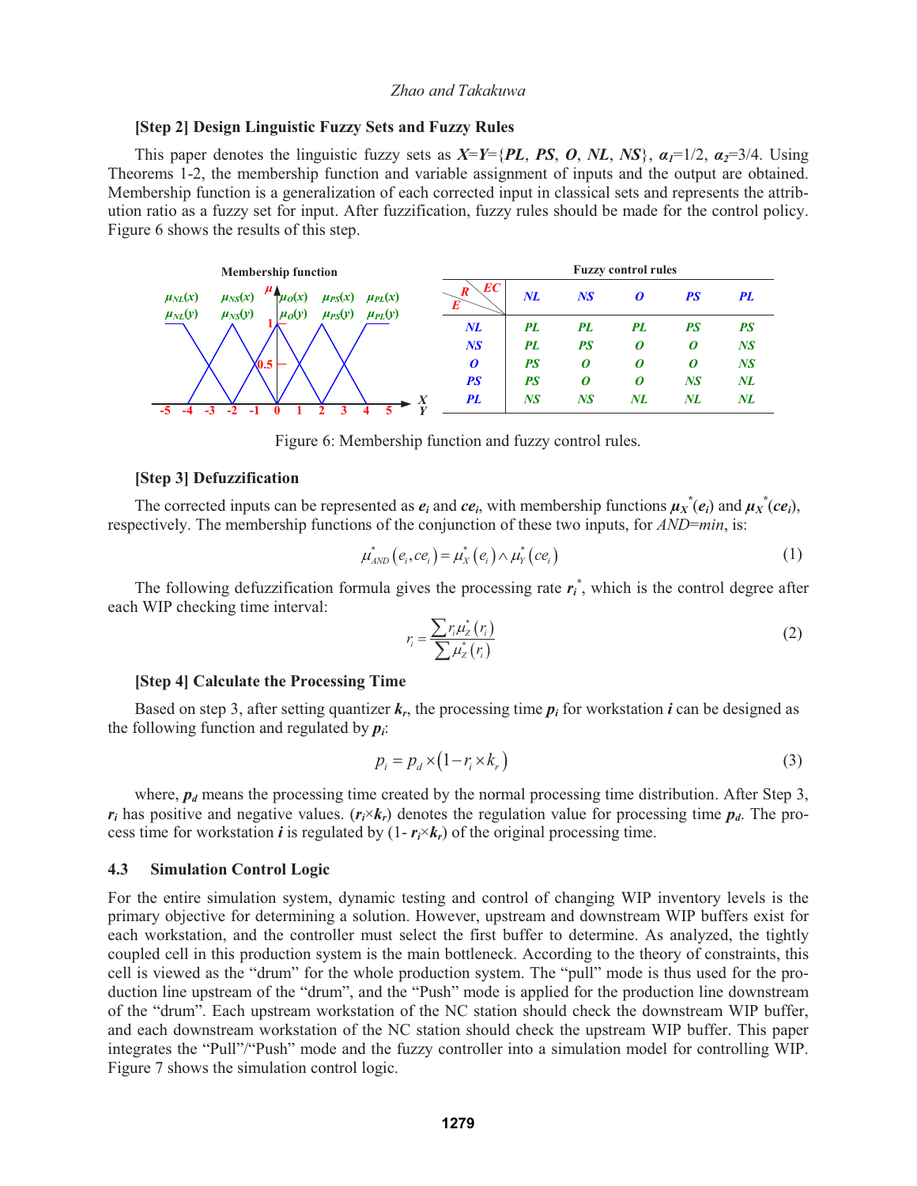**[Step 2] Design Linguistic Fuzzy Sets and Fuzzy Rules**

This paper denotes the linguistic fuzzy sets as $X$=$Y$={$PL$, $PS$, $O$, $NL$, $NS$}, $\alpha_1$=1/2, $\alpha_2$=3/4. Using Theorems 1-2, the membership function and variable assignment of inputs and the output are obtained. Membership function is a generalization of each corrected input in classical sets and represents the attribution ratio as a fuzzy set for input. After fuzzification, fuzzy rules should be made for the control policy. Figure 6 shows the results of this step.

Fuzzy control rules

| E \ EC (R) | NL | NS | O | PS | PL |
|---|---|---|---|---|---|
| NL | PL | PL | PL | PS | PS |
| NS | PL | PS | O | O | NS |
| O | PS | O | O | O | NS |
| PS | PS | O | O | NS | NL |
| PL | NS | NS | NL | NL | NL |

Figure 6: Membership function and fuzzy control rules.

**[Step 3] Defuzzification**

The corrected inputs can be represented as $e_i$ and $ce_i$, with membership functions $\mu_X^*(e_i)$ and $\mu_X^*(ce_i)$, respectively. The membership functions of the conjunction of these two inputs, for *AND*=*min*, is:

$$\mu_{AND}^*(e_i, ce_i) = \mu_X^*(e_i) \wedge \mu_Y^*(ce_i) \tag{1}$$

The following defuzzification formula gives the processing rate $r_i^*$, which is the control degree after each WIP checking time interval:

$$r_i = \frac{\sum r_i \mu_Z^*(r_i)}{\sum \mu_Z^*(r_i)} \tag{2}$$

**[Step 4] Calculate the Processing Time**

Based on step 3, after setting quantizer $k_r$, the processing time $p_i$ for workstation $i$ can be designed as the following function and regulated by $p_i$:

$$p_i = p_d \times (1 - r_i \times k_r) \tag{3}$$

where, $p_d$ means the processing time created by the normal processing time distribution. After Step 3, $r_i$ has positive and negative values. ($r_i \times k_r$) denotes the regulation value for processing time $p_d$. The process time for workstation $i$ is regulated by (1- $r_i \times k_r$) of the original processing time.

### 4.3 Simulation Control Logic

For the entire simulation system, dynamic testing and control of changing WIP inventory levels is the primary objective for determining a solution. However, upstream and downstream WIP buffers exist for each workstation, and the controller must select the first buffer to determine. As analyzed, the tightly coupled cell in this production system is the main bottleneck. According to the theory of constraints, this cell is viewed as the "drum" for the whole production system. The "pull" mode is thus used for the production line upstream of the "drum", and the "Push" mode is applied for the production line downstream of the "drum". Each upstream workstation of the NC station should check the downstream WIP buffer, and each downstream workstation of the NC station should check the upstream WIP buffer. This paper integrates the "Pull"/"Push" mode and the fuzzy controller into a simulation model for controlling WIP. Figure 7 shows the simulation control logic.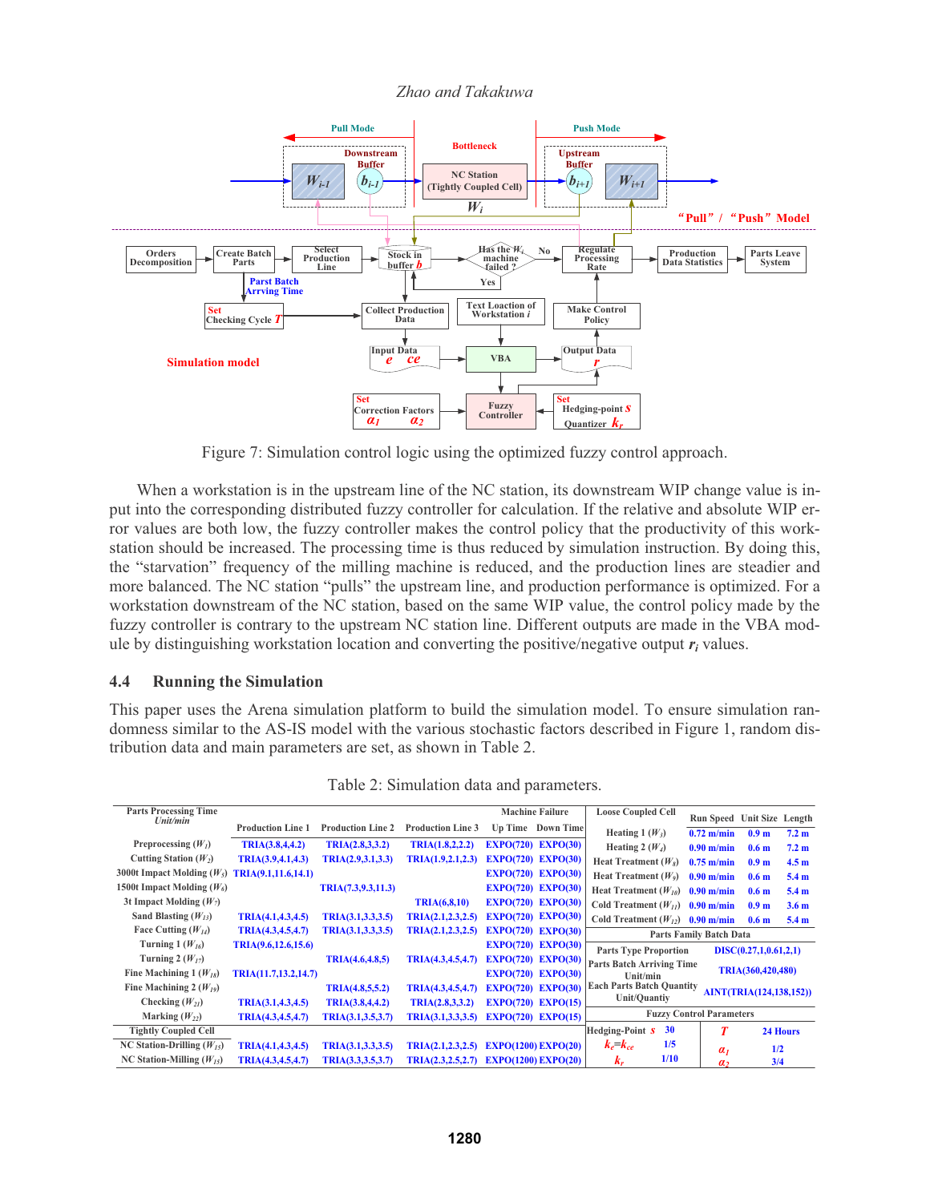Figure 7: Simulation control logic using the optimized fuzzy control approach.

When a workstation is in the upstream line of the NC station, its downstream WIP change value is input into the corresponding distributed fuzzy controller for calculation. If the relative and absolute WIP error values are both low, the fuzzy controller makes the control policy that the productivity of this workstation should be increased. The processing time is thus reduced by simulation instruction. By doing this, the "starvation" frequency of the milling machine is reduced, and the production lines are steadier and more balanced. The NC station "pulls" the upstream line, and production performance is optimized. For a workstation downstream of the NC station, based on the same WIP value, the control policy made by the fuzzy controller is contrary to the upstream NC station line. Different outputs are made in the VBA module by distinguishing workstation location and converting the positive/negative output $r_i$ values.

## 4.4 Running the Simulation

This paper uses the Arena simulation platform to build the simulation model. To ensure simulation randomness similar to the AS-IS model with the various stochastic factors described in Figure 1, random distribution data and main parameters are set, as shown in Table 2.

Table 2: Simulation data and parameters.

| Parts Processing Time Unit/min | Production Line 1 | Production Line 2 | Production Line 3 | Machine Failure Up Time | Machine Failure Down Time |
|---|---|---|---|---|---|
| Preprocessing ($W_1$) | TRIA(3.8,4,4.2) | TRIA(2.8,3,3.2) | TRIA(1.8,2,2.2) | EXPO(720) | EXPO(30) |
| Cutting Station ($W_2$) | TRIA(3.9,4.1,4.3) | TRIA(2.9,3.1,3.3) | TRIA(1.9,2.1,2.3) | EXPO(720) | EXPO(30) |
| 3000t Impact Molding ($W_5$) | TRIA(9.1,11.6,14.1) | | | EXPO(720) | EXPO(30) |
| 1500t Impact Molding ($W_6$) | | TRIA(7.3,9.3,11.3) | | EXPO(720) | EXPO(30) |
| 3t Impact Molding ($W_7$) | | | TRIA(6,8,10) | EXPO(720) | EXPO(30) |
| Sand Blasting ($W_{13}$) | TRIA(4.1,4.3,4.5) | TRIA(3.1,3.3,3.5) | TRIA(2.1,2.3,2.5) | EXPO(720) | EXPO(30) |
| Face Cutting ($W_{14}$) | TRIA(4.3,4.5,4.7) | TRIA(3.1,3.3,3.5) | TRIA(2.1,2.3,2.5) | EXPO(720) | EXPO(30) |
| Turning 1 ($W_{16}$) | TRIA(9.6,12.6,15.6) | | | EXPO(720) | EXPO(30) |
| Turning 2 ($W_{17}$) | | TRIA(4.6,4.8,5) | TRIA(4.3,4.5,4.7) | EXPO(720) | EXPO(30) |
| Fine Machining 1 ($W_{18}$) | TRIA(11.7,13.2,14.7) | | | EXPO(720) | EXPO(30) |
| Fine Machining 2 ($W_{19}$) | | TRIA(4.8,5,5.2) | TRIA(4.3,4.5,4.7) | EXPO(720) | EXPO(30) |
| Checking ($W_{21}$) | TRIA(3.1,4.3,4.5) | TRIA(3.8,4,4.2) | TRIA(2.8,3,3.2) | EXPO(720) | EXPO(15) |
| Marking ($W_{22}$) | TRIA(4.3,4.5,4.7) | TRIA(3.1,3.5,3.7) | TRIA(3.1,3.3,3.5) | EXPO(720) | EXPO(15) |
| Tightly Coupled Cell | | | | | |
| NC Station-Drilling ($W_{15}$) | TRIA(4.1,4.3,4.5) | TRIA(3.1,3.3,3.5) | TRIA(2.1,2.3,2.5) | EXPO(1200) | EXPO(20) |
| NC Station-Milling ($W_{15}$) | TRIA(4.3,4.5,4.7) | TRIA(3.3,3.5,3.7) | TRIA(2.3,2.5,2.7) | EXPO(1200) | EXPO(20) |

| Loose Coupled Cell | Run Speed | Unit Size | Length |
|---|---|---|---|
| Heating 1 ($W_3$) | 0.72 m/min | 0.9 m | 7.2 m |
| Heating 2 ($W_4$) | 0.90 m/min | 0.6 m | 7.2 m |
| Heat Treatment ($W_8$) | 0.75 m/min | 0.9 m | 4.5 m |
| Heat Treatment ($W_9$) | 0.90 m/min | 0.6 m | 5.4 m |
| Heat Treatment ($W_{10}$) | 0.90 m/min | 0.6 m | 5.4 m |
| Cold Treatment ($W_{11}$) | 0.90 m/min | 0.6 m | 3.6 m |
| Cold Treatment ($W_{12}$) | 0.90 m/min | 0.6 m | 5.4 m |

| Parts Family Batch Data | |
|---|---|
| Parts Type Proportion | DISC(0.27,1,0.61,2,1) |
| Parts Batch Arriving Time Unit/min | TRIA(360,420,480) |
| Each Parts Batch Quantity Unit/Quantity | AINT(TRIA(124,138,152)) |

| Fuzzy Control Parameters | | | |
|---|---|---|---|
| Hedging-Point $s$ | 30 | $T$ | 24 Hours |
| $k_e$=$k_{ce}$ | 1/5 | $\alpha_1$ | 1/2 |
| $k_r$ | 1/10 | $\alpha_2$ | 3/4 |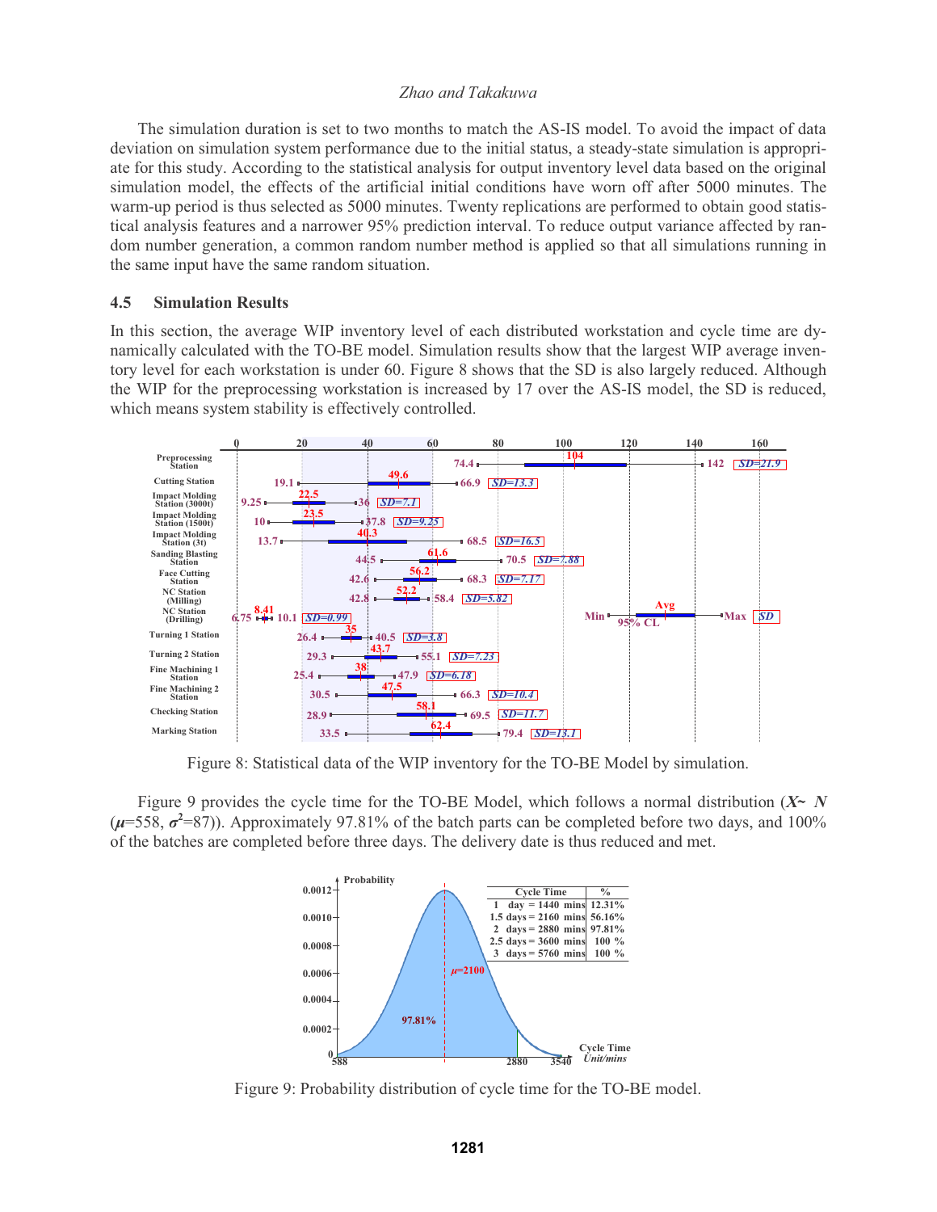The simulation duration is set to two months to match the AS-IS model. To avoid the impact of data deviation on simulation system performance due to the initial status, a steady-state simulation is appropriate for this study. According to the statistical analysis for output inventory level data based on the original simulation model, the effects of the artificial initial conditions have worn off after 5000 minutes. The warm-up period is thus selected as 5000 minutes. Twenty replications are performed to obtain good statistical analysis features and a narrower 95% prediction interval. To reduce output variance affected by random number generation, a common random number method is applied so that all simulations running in the same input have the same random situation.

### 4.5 Simulation Results

In this section, the average WIP inventory level of each distributed workstation and cycle time are dynamically calculated with the TO-BE model. Simulation results show that the largest WIP average inventory level for each workstation is under 60. Figure 8 shows that the SD is also largely reduced. Although the WIP for the preprocessing workstation is increased by 17 over the AS-IS model, the SD is reduced, which means system stability is effectively controlled.

| Station | Min | Avg | Max | SD |
|---|---|---|---|---|
| Preprocessing Station | 74.4 | 104 | 142 | 21.9 |
| Cutting Station | 19.1 | 49.6 | 66.9 | 13.3 |
| Impact Molding Station (3000t) | 9.25 | 22.5 | 36 | 7.1 |
| Impact Molding Station (1500t) | 10 | 23.5 | 37.8 | 9.25 |
| Impact Molding Station (3t) | 13.7 | 40.3 | 68.5 | 16.5 |
| Sanding Blasting Station | 44.5 | 61.6 | 70.5 | 7.88 |
| Face Cutting Station | 42.6 | 56.2 | 68.3 | 7.17 |
| NC Station (Milling) | 42.8 | 52.2 | 58.4 | 5.82 |
| NC Station (Drilling) | 6.75 | 8.41 | 10.1 | 0.99 |
| Turning 1 Station | 26.4 | 35 | 40.5 | 3.8 |
| Turning 2 Station | 29.3 | 43.7 | 55.1 | 7.23 |
| Fine Machining 1 Station | 25.4 | 38 | 47.9 | 6.18 |
| Fine Machining 2 Station | 30.5 | 47.5 | 66.3 | 10.4 |
| Checking Station | 28.9 | 58.1 | 69.5 | 11.7 |
| Marking Station | 33.5 | 62.4 | 79.4 | 13.1 |

Figure 8: Statistical data of the WIP inventory for the TO-BE Model by simulation.

Figure 9 provides the cycle time for the TO-BE Model, which follows a normal distribution (***X~ N*** ($\mu$=558, $\sigma^2$=87)). Approximately 97.81% of the batch parts can be completed before two days, and 100% of the batches are completed before three days. The delivery date is thus reduced and met.

| Cycle Time | % |
|---|---|
| 1 day = 1440 mins | 12.31% |
| 1.5 days = 2160 mins | 56.16% |
| 2 days = 2880 mins | 97.81% |
| 2.5 days = 3600 mins | 100 % |
| 3 days = 5760 mins | 100 % |

Figure 9: Probability distribution of cycle time for the TO-BE model.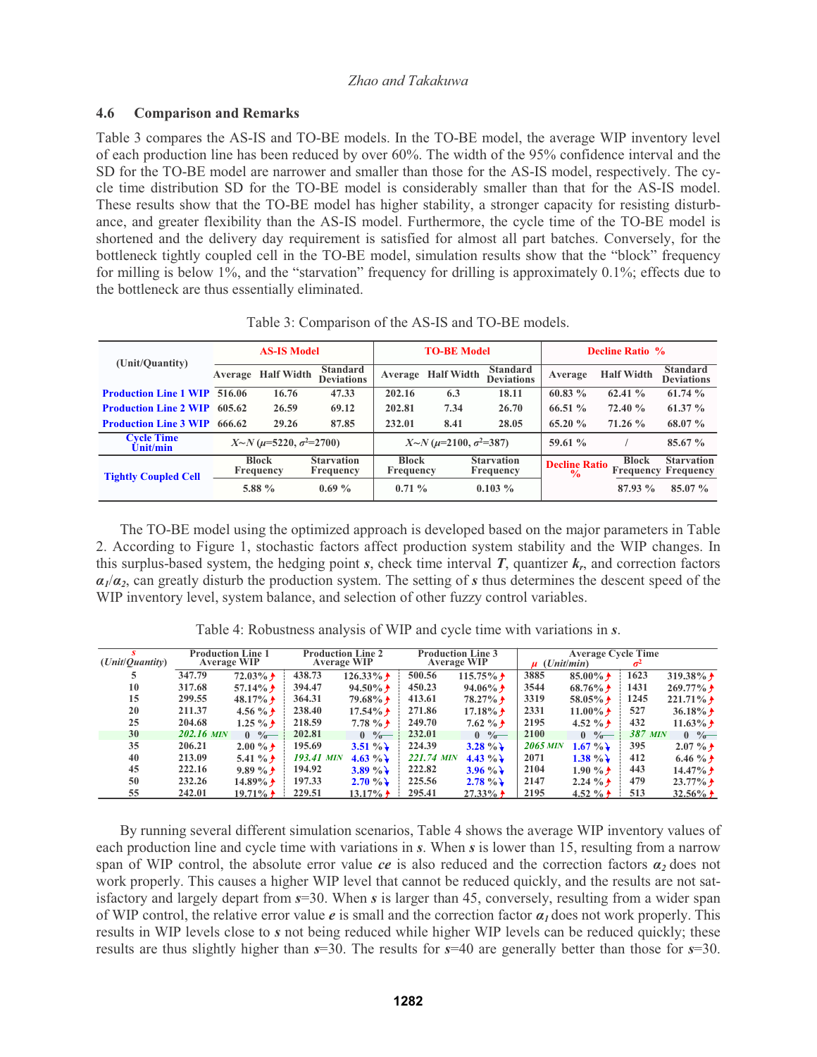### 4.6 Comparison and Remarks

Table 3 compares the AS-IS and TO-BE models. In the TO-BE model, the average WIP inventory level of each production line has been reduced by over 60%. The width of the 95% confidence interval and the SD for the TO-BE model are narrower and smaller than those for the AS-IS model, respectively. The cycle time distribution SD for the TO-BE model is considerably smaller than that for the AS-IS model. These results show that the TO-BE model has higher stability, a stronger capacity for resisting disturbance, and greater flexibility than the AS-IS model. Furthermore, the cycle time of the TO-BE model is shortened and the delivery day requirement is satisfied for almost all part batches. Conversely, for the bottleneck tightly coupled cell in the TO-BE model, simulation results show that the "block" frequency for milling is below 1%, and the "starvation" frequency for drilling is approximately 0.1%; effects due to the bottleneck are thus essentially eliminated.

Table 3: Comparison of the AS-IS and TO-BE models.

| (Unit/Quantity) | AS-IS Model | | | TO-BE Model | | | Decline Ratio % | | |
|---|---|---|---|---|---|---|---|---|---|
| | Average | Half Width | Standard Deviations | Average | Half Width | Standard Deviations | Average | Half Width | Standard Deviations |
| Production Line 1 WIP | 516.06 | 16.76 | 47.33 | 202.16 | 6.3 | 18.11 | 60.83 % | 62.41 % | 61.74 % |
| Production Line 2 WIP | 605.62 | 26.59 | 69.12 | 202.81 | 7.34 | 26.70 | 66.51 % | 72.40 % | 61.37 % |
| Production Line 3 WIP | 666.62 | 29.26 | 87.85 | 232.01 | 8.41 | 28.05 | 65.20 % | 71.26 % | 68.07 % |
| Cycle Time Unit/min | $X \sim N(\mu=5220, \sigma^2=2700)$ | | | $X \sim N(\mu=2100, \sigma^2=387)$ | | | 59.61 % | / | 85.67 % |
| Tightly Coupled Cell | Block Frequency | | Starvation Frequency | Block Frequency | | Starvation Frequency | Decline Ratio % | Block Frequency | Starvation Frequency |
| | 5.88 % | | 0.69 % | 0.71 % | | 0.103 % | | 87.93 % | 85.07 % |

The TO-BE model using the optimized approach is developed based on the major parameters in Table 2. According to Figure 1, stochastic factors affect production system stability and the WIP changes. In this surplus-based system, the hedging point $s$, check time interval $T$, quantizer $k_r$, and correction factors $\alpha_1/\alpha_2$, can greatly disturb the production system. The setting of $s$ thus determines the descent speed of the WIP inventory level, system balance, and selection of other fuzzy control variables.

Table 4: Robustness analysis of WIP and cycle time with variations in $s$.

| $s$ (Unit/Quantity) | Production Line 1 Average WIP | | Production Line 2 Average WIP | | Production Line 3 Average WIP | | Average Cycle Time $\mu$ (Unit/min) | | $\sigma^2$ | |
|---|---|---|---|---|---|---|---|---|---|---|
| 5 | 347.79 | 72.03% ↑ | 438.73 | 126.33% ↑ | 500.56 | 115.75% ↑ | 3885 | 85.00% ↑ | 1623 | 319.38% ↑ |
| 10 | 317.68 | 57.14% ↑ | 394.47 | 94.50% ↑ | 450.23 | 94.06% ↑ | 3544 | 68.76% ↑ | 1431 | 269.77% ↑ |
| 15 | 299.55 | 48.17% ↑ | 364.31 | 79.68% ↑ | 413.61 | 78.27% ↑ | 3319 | 58.05% ↑ | 1245 | 221.71% ↑ |
| 20 | 211.37 | 4.56 % ↑ | 238.40 | 17.54% ↑ | 271.86 | 17.18% ↑ | 2331 | 11.00% ↑ | 527 | 36.18% ↑ |
| 25 | 204.68 | 1.25 % ↑ | 218.59 | 7.78 % ↑ | 249.70 | 7.62 % ↑ | 2195 | 4.52 % ↑ | 432 | 11.63% ↑ |
| 30 | 202.16 MIN | 0 % — | 202.81 | 0 % — | 232.01 | 0 % — | 2100 | 0 % — | 387 MIN | 0 % — |
| 35 | 206.21 | 2.00 % ↑ | 195.69 | 3.51 % ↓ | 224.39 | 3.28 % ↓ | 2065 MIN | 1.67 % ↓ | 395 | 2.07 % ↑ |
| 40 | 213.09 | 5.41 % ↑ | 193.41 MIN | 4.63 % ↓ | 221.74 MIN | 4.43 % ↓ | 2071 | 1.38 % ↓ | 412 | 6.46 % ↑ |
| 45 | 222.16 | 9.89 % ↑ | 194.92 | 3.89 % ↓ | 222.82 | 3.96 % ↓ | 2104 | 1.90 % ↑ | 443 | 14.47% ↑ |
| 50 | 232.26 | 14.89% ↑ | 197.33 | 2.70 % ↓ | 225.56 | 2.78 % ↓ | 2147 | 2.24 % ↑ | 479 | 23.77% ↑ |
| 55 | 242.01 | 19.71% ↑ | 229.51 | 13.17% ↑ | 295.41 | 27.33% ↑ | 2195 | 4.52 % ↑ | 513 | 32.56% ↑ |

By running several different simulation scenarios, Table 4 shows the average WIP inventory values of each production line and cycle time with variations in $s$. When $s$ is lower than 15, resulting from a narrow span of WIP control, the absolute error value $ce$ is also reduced and the correction factors $\alpha_2$ does not work properly. This causes a higher WIP level that cannot be reduced quickly, and the results are not satisfactory and largely depart from $s$=30. When $s$ is larger than 45, conversely, resulting from a wider span of WIP control, the relative error value $e$ is small and the correction factor $\alpha_1$ does not work properly. This results in WIP levels close to $s$ not being reduced while higher WIP levels can be reduced quickly; these results are thus slightly higher than $s$=30. The results for $s$=40 are generally better than those for $s$=30.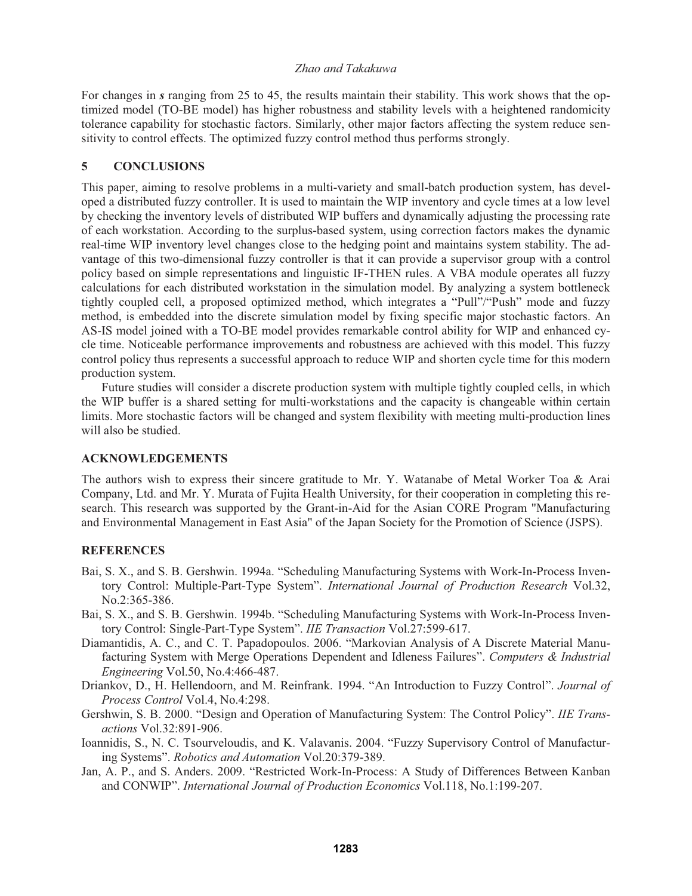For changes in ***s*** ranging from 25 to 45, the results maintain their stability. This work shows that the optimized model (TO-BE model) has higher robustness and stability levels with a heightened randomicity tolerance capability for stochastic factors. Similarly, other major factors affecting the system reduce sensitivity to control effects. The optimized fuzzy control method thus performs strongly.

## 5 CONCLUSIONS

This paper, aiming to resolve problems in a multi-variety and small-batch production system, has developed a distributed fuzzy controller. It is used to maintain the WIP inventory and cycle times at a low level by checking the inventory levels of distributed WIP buffers and dynamically adjusting the processing rate of each workstation. According to the surplus-based system, using correction factors makes the dynamic real-time WIP inventory level changes close to the hedging point and maintains system stability. The advantage of this two-dimensional fuzzy controller is that it can provide a supervisor group with a control policy based on simple representations and linguistic IF-THEN rules. A VBA module operates all fuzzy calculations for each distributed workstation in the simulation model. By analyzing a system bottleneck tightly coupled cell, a proposed optimized method, which integrates a "Pull"/"Push" mode and fuzzy method, is embedded into the discrete simulation model by fixing specific major stochastic factors. An AS-IS model joined with a TO-BE model provides remarkable control ability for WIP and enhanced cycle time. Noticeable performance improvements and robustness are achieved with this model. This fuzzy control policy thus represents a successful approach to reduce WIP and shorten cycle time for this modern production system.

Future studies will consider a discrete production system with multiple tightly coupled cells, in which the WIP buffer is a shared setting for multi-workstations and the capacity is changeable within certain limits. More stochastic factors will be changed and system flexibility with meeting multi-production lines will also be studied.

## ACKNOWLEDGEMENTS

The authors wish to express their sincere gratitude to Mr. Y. Watanabe of Metal Worker Toa & Arai Company, Ltd. and Mr. Y. Murata of Fujita Health University, for their cooperation in completing this research. This research was supported by the Grant-in-Aid for the Asian CORE Program "Manufacturing and Environmental Management in East Asia" of the Japan Society for the Promotion of Science (JSPS).

## REFERENCES

Bai, S. X., and S. B. Gershwin. 1994a. "Scheduling Manufacturing Systems with Work-In-Process Inventory Control: Multiple-Part-Type System". *International Journal of Production Research* Vol.32, No.2:365-386.

Bai, S. X., and S. B. Gershwin. 1994b. "Scheduling Manufacturing Systems with Work-In-Process Inventory Control: Single-Part-Type System". *IIE Transaction* Vol.27:599-617.

Diamantidis, A. C., and C. T. Papadopoulos. 2006. "Markovian Analysis of A Discrete Material Manufacturing System with Merge Operations Dependent and Idleness Failures". *Computers & Industrial Engineering* Vol.50, No.4:466-487.

Driankov, D., H. Hellendoorn, and M. Reinfrank. 1994. "An Introduction to Fuzzy Control". *Journal of Process Control* Vol.4, No.4:298.

Gershwin, S. B. 2000. "Design and Operation of Manufacturing System: The Control Policy". *IIE Transactions* Vol.32:891-906.

Ioannidis, S., N. C. Tsourveloudis, and K. Valavanis. 2004. "Fuzzy Supervisory Control of Manufacturing Systems". *Robotics and Automation* Vol.20:379-389.

Jan, A. P., and S. Anders. 2009. "Restricted Work-In-Process: A Study of Differences Between Kanban and CONWIP". *International Journal of Production Economics* Vol.118, No.1:199-207.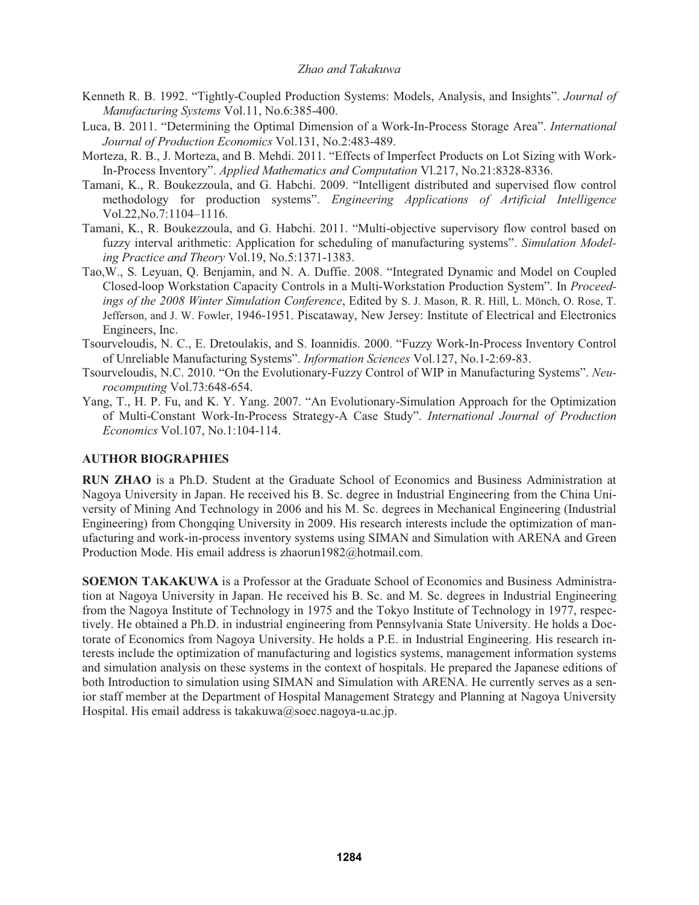Kenneth R. B. 1992. "Tightly-Coupled Production Systems: Models, Analysis, and Insights". *Journal of Manufacturing Systems* Vol.11, No.6:385-400.

Luca, B. 2011. "Determining the Optimal Dimension of a Work-In-Process Storage Area". *International Journal of Production Economics* Vol.131, No.2:483-489.

Morteza, R. B., J. Morteza, and B. Mehdi. 2011. "Effects of Imperfect Products on Lot Sizing with Work-In-Process Inventory". *Applied Mathematics and Computation* Vl.217, No.21:8328-8336.

Tamani, K., R. Boukezzoula, and G. Habchi. 2009. "Intelligent distributed and supervised flow control methodology for production systems". *Engineering Applications of Artificial Intelligence* Vol.22,No.7:1104–1116.

Tamani, K., R. Boukezzoula, and G. Habchi. 2011. "Multi-objective supervisory flow control based on fuzzy interval arithmetic: Application for scheduling of manufacturing systems". *Simulation Modeling Practice and Theory* Vol.19, No.5:1371-1383.

Tao,W., S. Leyuan, Q. Benjamin, and N. A. Duffie. 2008. "Integrated Dynamic and Model on Coupled Closed-loop Workstation Capacity Controls in a Multi-Workstation Production System". In *Proceedings of the 2008 Winter Simulation Conference*, Edited by S. J. Mason, R. R. Hill, L. Mönch, O. Rose, T. Jefferson, and J. W. Fowler, 1946-1951. Piscataway, New Jersey: Institute of Electrical and Electronics Engineers, Inc.

Tsourveloudis, N. C., E. Dretoulakis, and S. Ioannidis. 2000. "Fuzzy Work-In-Process Inventory Control of Unreliable Manufacturing Systems". *Information Sciences* Vol.127, No.1-2:69-83.

Tsourveloudis, N.C. 2010. "On the Evolutionary-Fuzzy Control of WIP in Manufacturing Systems". *Neurocomputing* Vol.73:648-654.

Yang, T., H. P. Fu, and K. Y. Yang. 2007. "An Evolutionary-Simulation Approach for the Optimization of Multi-Constant Work-In-Process Strategy-A Case Study". *International Journal of Production Economics* Vol.107, No.1:104-114.

## AUTHOR BIOGRAPHIES

**RUN ZHAO** is a Ph.D. Student at the Graduate School of Economics and Business Administration at Nagoya University in Japan. He received his B. Sc. degree in Industrial Engineering from the China University of Mining And Technology in 2006 and his M. Sc. degrees in Mechanical Engineering (Industrial Engineering) from Chongqing University in 2009. His research interests include the optimization of manufacturing and work-in-process inventory systems using SIMAN and Simulation with ARENA and Green Production Mode. His email address is zhaorun1982@hotmail.com.

**SOEMON TAKAKUWA** is a Professor at the Graduate School of Economics and Business Administration at Nagoya University in Japan. He received his B. Sc. and M. Sc. degrees in Industrial Engineering from the Nagoya Institute of Technology in 1975 and the Tokyo Institute of Technology in 1977, respectively. He obtained a Ph.D. in industrial engineering from Pennsylvania State University. He holds a Doctorate of Economics from Nagoya University. He holds a P.E. in Industrial Engineering. His research interests include the optimization of manufacturing and logistics systems, management information systems and simulation analysis on these systems in the context of hospitals. He prepared the Japanese editions of both Introduction to simulation using SIMAN and Simulation with ARENA. He currently serves as a senior staff member at the Department of Hospital Management Strategy and Planning at Nagoya University Hospital. His email address is takakuwa@soec.nagoya-u.ac.jp.